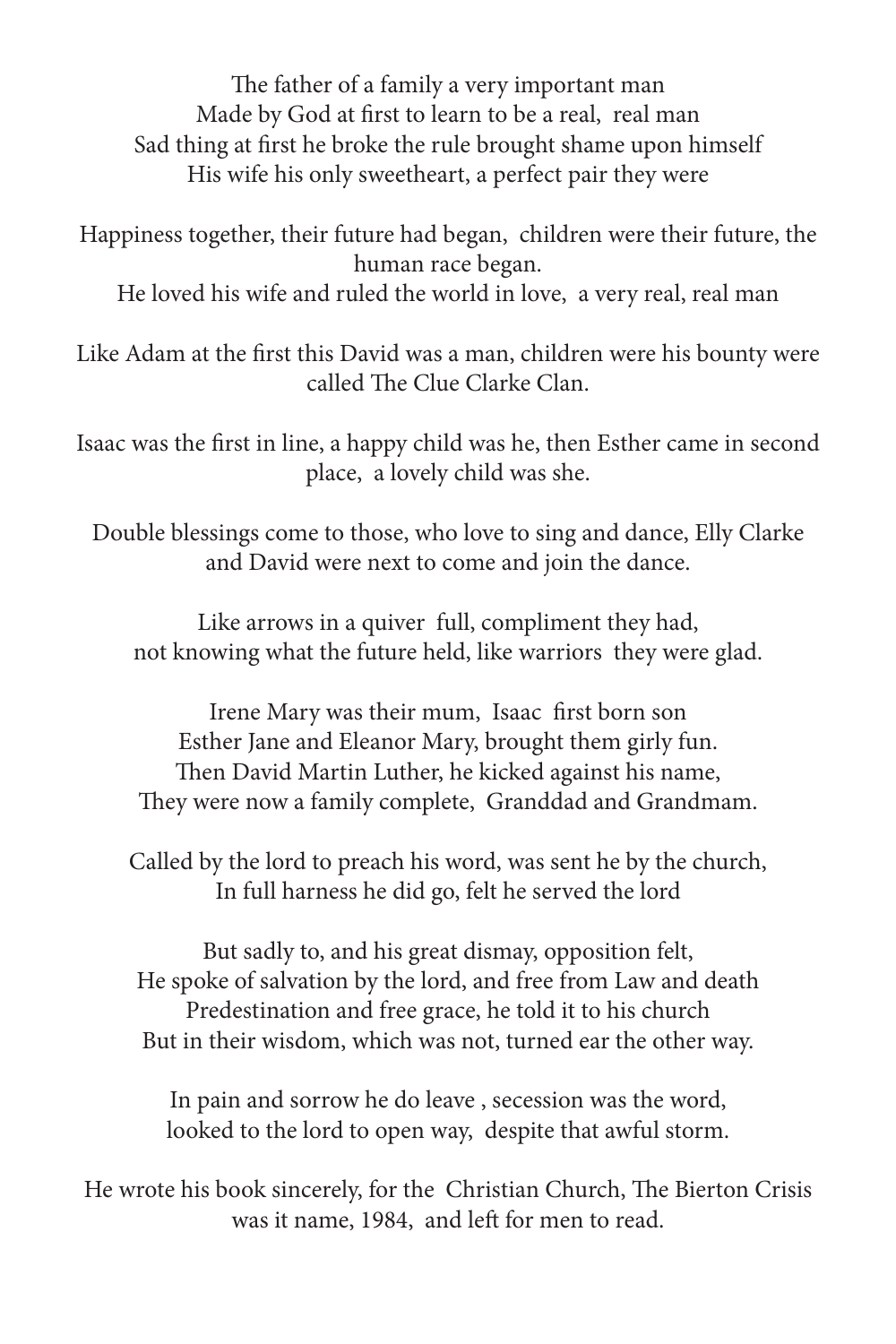The father of a family a very important man
Made by God at first to learn to be a real, real man
Sad thing at first he broke the rule brought shame upon himself
His wife his only sweetheart, a perfect pair they were

Happiness together, their future had began, children were their future, the human race began.
He loved his wife and ruled the world in love, a very real, real man

Like Adam at the first this David was a man, children were his bounty were called The Clue Clarke Clan.

Isaac was the first in line, a happy child was he, then Esther came in second place, a lovely child was she.

Double blessings come to those, who love to sing and dance, Elly Clarke and David were next to come and join the dance.

Like arrows in a quiver full, compliment they had,
not knowing what the future held, like warriors they were glad.

Irene Mary was their mum, Isaac first born son
Esther Jane and Eleanor Mary, brought them girly fun.
Then David Martin Luther, he kicked against his name,
They were now a family complete, Granddad and Grandmam.

Called by the lord to preach his word, was sent he by the church,
In full harness he did go, felt he served the lord

But sadly to, and his great dismay, opposition felt,
He spoke of salvation by the lord, and free from Law and death
Predestination and free grace, he told it to his church
But in their wisdom, which was not, turned ear the other way.

In pain and sorrow he do leave , secession was the word,
looked to the lord to open way, despite that awful storm.

He wrote his book sincerely, for the Christian Church, The Bierton Crisis was it name, 1984, and left for men to read.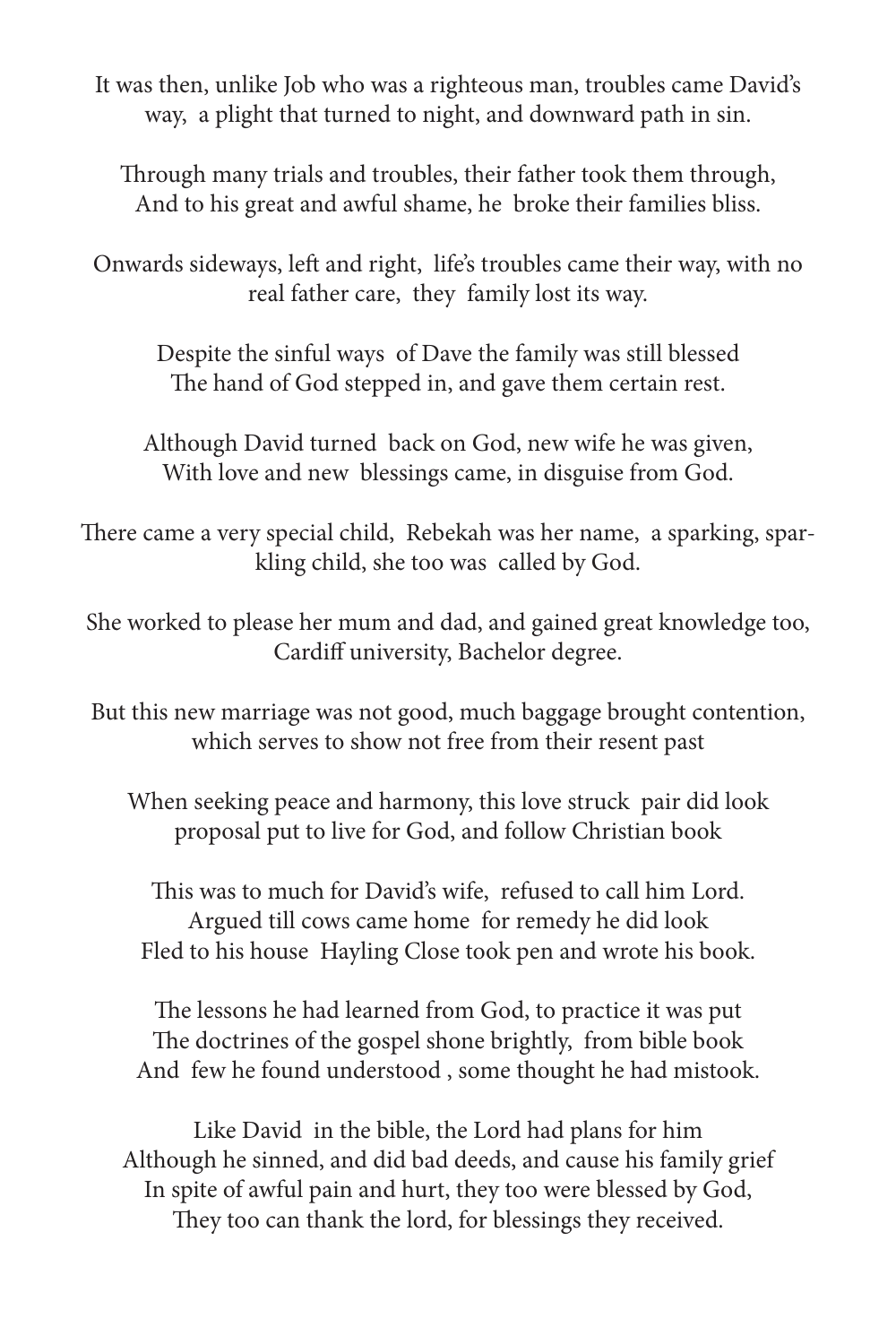It was then, unlike Job who was a righteous man, troubles came David's way, a plight that turned to night, and downward path in sin.

Through many trials and troubles, their father took them through,
And to his great and awful shame, he broke their families bliss.

Onwards sideways, left and right, life's troubles came their way, with no real father care, they family lost its way.

Despite the sinful ways of Dave the family was still blessed
The hand of God stepped in, and gave them certain rest.

Although David turned back on God, new wife he was given,
With love and new blessings came, in disguise from God.

There came a very special child, Rebekah was her name, a sparking, sparkling child, she too was called by God.

She worked to please her mum and dad, and gained great knowledge too,
Cardiff university, Bachelor degree.

But this new marriage was not good, much baggage brought contention,
which serves to show not free from their resent past

When seeking peace and harmony, this love struck pair did look
proposal put to live for God, and follow Christian book

This was to much for David's wife, refused to call him Lord.
Argued till cows came home for remedy he did look
Fled to his house Hayling Close took pen and wrote his book.

The lessons he had learned from God, to practice it was put
The doctrines of the gospel shone brightly, from bible book
And few he found understood , some thought he had mistook.

Like David in the bible, the Lord had plans for him
Although he sinned, and did bad deeds, and cause his family grief
In spite of awful pain and hurt, they too were blessed by God,
They too can thank the lord, for blessings they received.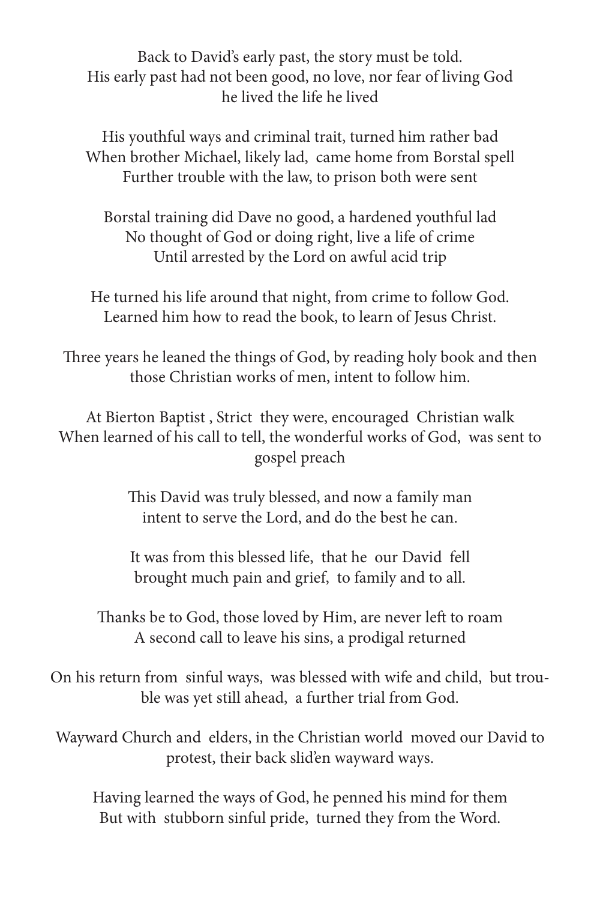Back to David's early past, the story must be told.
His early past had not been good, no love, nor fear of living God
he lived the life he lived

His youthful ways and criminal trait, turned him rather bad
When brother Michael, likely lad, came home from Borstal spell
Further trouble with the law, to prison both were sent

Borstal training did Dave no good, a hardened youthful lad
No thought of God or doing right, live a life of crime
Until arrested by the Lord on awful acid trip

He turned his life around that night, from crime to follow God.
Learned him how to read the book, to learn of Jesus Christ.

Three years he leaned the things of God, by reading holy book and then
those Christian works of men, intent to follow him.

At Bierton Baptist , Strict they were, encouraged Christian walk
When learned of his call to tell, the wonderful works of God, was sent to gospel preach

This David was truly blessed, and now a family man
intent to serve the Lord, and do the best he can.

It was from this blessed life, that he our David fell
brought much pain and grief, to family and to all.

Thanks be to God, those loved by Him, are never left to roam
A second call to leave his sins, a prodigal returned

On his return from sinful ways, was blessed with wife and child, but trouble was yet still ahead, a further trial from God.

Wayward Church and elders, in the Christian world moved our David to protest, their back slid'en wayward ways.

Having learned the ways of God, he penned his mind for them
But with stubborn sinful pride, turned they from the Word.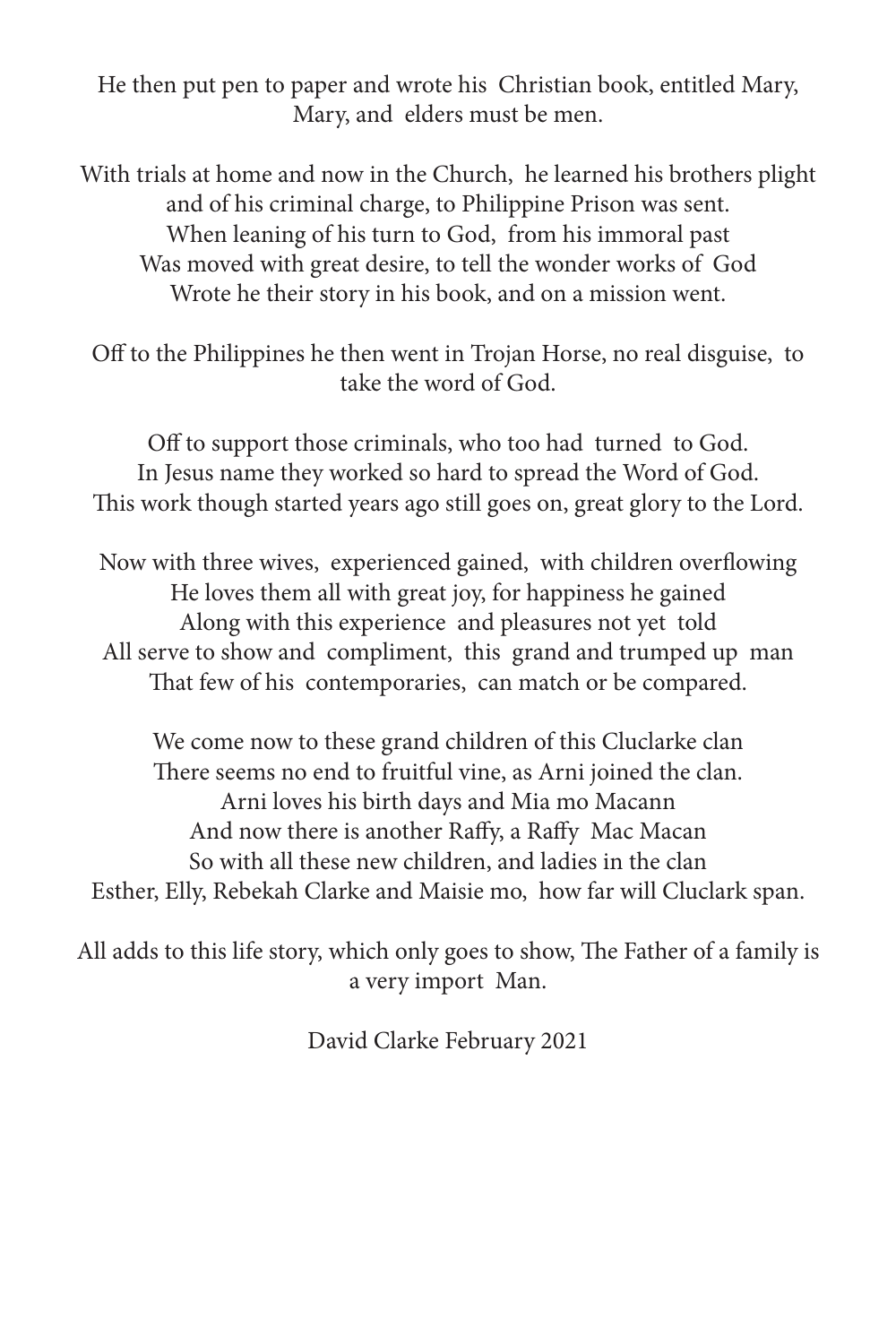He then put pen to paper and wrote his Christian book, entitled Mary, Mary, and elders must be men.

With trials at home and now in the Church, he learned his brothers plight  
and of his criminal charge, to Philippine Prison was sent.  
When leaning of his turn to God, from his immoral past  
Was moved with great desire, to tell the wonder works of God  
Wrote he their story in his book, and on a mission went.

Off to the Philippines he then went in Trojan Horse, no real disguise, to take the word of God.

Off to support those criminals, who too had turned to God.  
In Jesus name they worked so hard to spread the Word of God.  
This work though started years ago still goes on, great glory to the Lord.

Now with three wives, experienced gained, with children overflowing  
He loves them all with great joy, for happiness he gained  
Along with this experience and pleasures not yet told  
All serve to show and compliment, this grand and trumped up man  
That few of his contemporaries, can match or be compared.

We come now to these grand children of this Cluclarke clan  
There seems no end to fruitful vine, as Arni joined the clan.  
Arni loves his birth days and Mia mo Macann  
And now there is another Raffy, a Raffy Mac Macan  
So with all these new children, and ladies in the clan  
Esther, Elly, Rebekah Clarke and Maisie mo, how far will Cluclark span.

All adds to this life story, which only goes to show, The Father of a family is a very import Man.

David Clarke February 2021